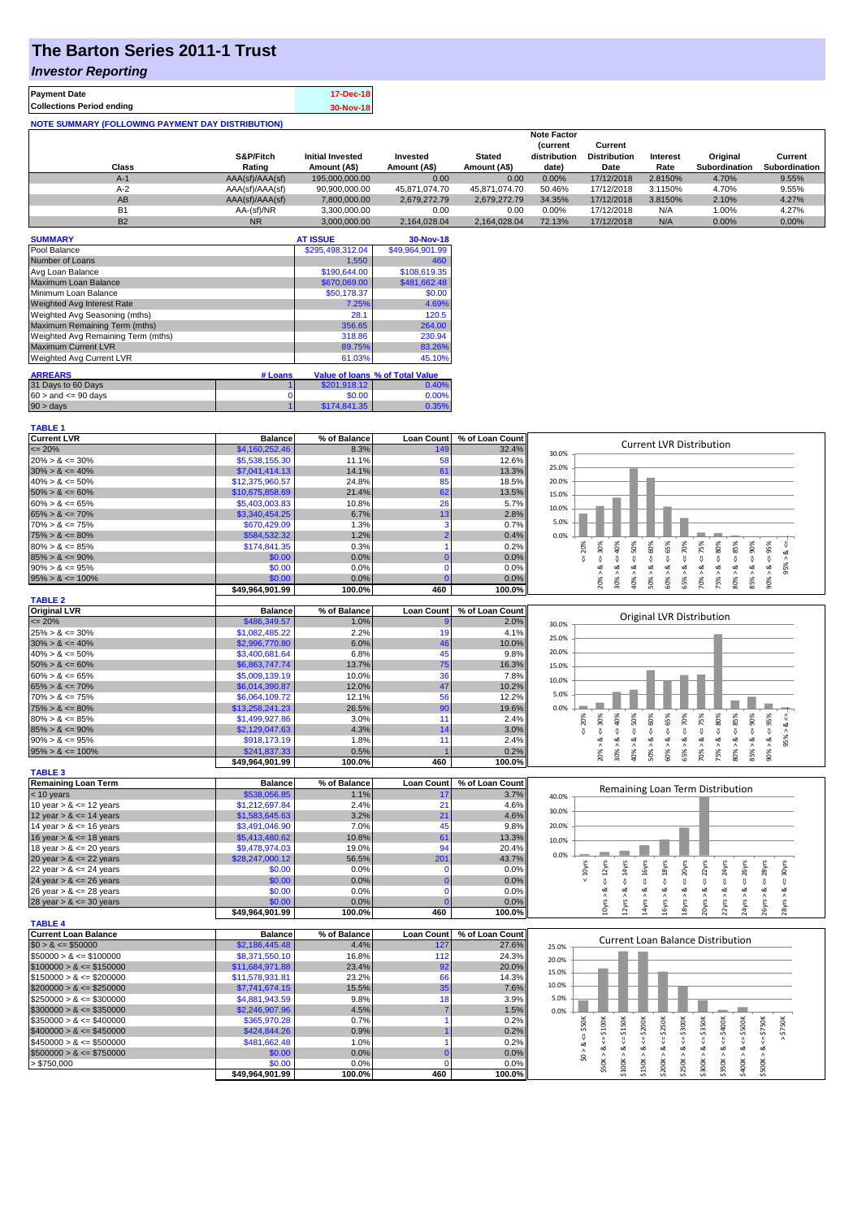# The Barton Series 2011-1 Trust

## *Investor Reporting*

| **Payment Date** | **17-Dec-18** |
|---|---|
| **Collections Period ending** | **30-Nov-18** |

**NOTE SUMMARY (FOLLOWING PAYMENT DAY DISTRIBUTION)**

| Class | S&P/Fitch Rating | Initial Invested Amount (A$) | Invested Amount (A$) | Stated Amount (A$) | Note Factor (current distribution date) | Current Distribution Date | Interest Rate | Original Subordination | Current Subordination |
|---|---|---|---|---|---|---|---|---|---|
| A-1 | AAA(sf)/AAA(sf) | 195,000,000.00 | 0.00 | 0.00 | 0.00% | 17/12/2018 | 2.8150% | 4.70% | 9.55% |
| A-2 | AAA(sf)/AAA(sf) | 90,900,000.00 | 45,871,074.70 | 45,871,074.70 | 50.46% | 17/12/2018 | 3.1150% | 4.70% | 9.55% |
| AB | AAA(sf)/AAA(sf) | 7,800,000.00 | 2,679,272.79 | 2,679,272.79 | 34.35% | 17/12/2018 | 3.8150% | 2.10% | 4.27% |
| B1 | AA-(sf)/NR | 3,300,000.00 | 0.00 | 0.00 | 0.00% | 17/12/2018 | N/A | 1.00% | 4.27% |
| B2 | NR | 3,000,000.00 | 2,164,028.04 | 2,164,028.04 | 72.13% | 17/12/2018 | N/A | 0.00% | 0.00% |

| **SUMMARY** | **AT ISSUE** | **30-Nov-18** |
|---|---|---|
| Pool Balance | $295,498,312.04 | $49,964,901.99 |
| Number of Loans | 1,550 | 460 |
| Avg Loan Balance | $190,644.00 | $108,619.35 |
| Maximum Loan Balance | $670,069.00 | $481,662.48 |
| Minimum Loan Balance | $50,178.37 | $0.00 |
| Weighted Avg Interest Rate | 7.25% | 4.69% |
| Weighted Avg Seasoning (mths) | 28.1 | 120.5 |
| Maximum Remaining Term (mths) | 356.65 | 264.00 |
| Weighted Avg Remaining Term (mths) | 318.86 | 230.94 |
| Maximum Current LVR | 89.75% | 83.26% |
| Weighted Avg Current LVR | 61.03% | 45.10% |

| **ARREARS** | **# Loans** | **Value of loans** | **% of Total Value** |
|---|---|---|---|
| 31 Days to 60 Days | 1 | $201,918.12 | 0.40% |
| $60 >$ and $<= 90$ days | 0 | $0.00 | 0.00% |
| 90 > days | 1 | $174,841.35 | 0.35% |

**TABLE 1**

| **Current LVR** | **Balance** | **% of Balance** | **Loan Count** | **% of Loan Count** |
|---|---|---|---|---|
| <= 20% | $4,160,252.46 | 8.3% | 149 | 32.4% |
| 20% > & <= 30% | $5,538,155.30 | 11.1% | 58 | 12.6% |
| 30% > & <= 40% | $7,041,414.13 | 14.1% | 61 | 13.3% |
| 40% > & <= 50% | $12,375,960.57 | 24.8% | 85 | 18.5% |
| 50% > & <= 60% | $10,675,858.69 | 21.4% | 62 | 13.5% |
| 60% > & <= 65% | $5,403,003.83 | 10.8% | 26 | 5.7% |
| 65% > & <= 70% | $3,340,454.25 | 6.7% | 13 | 2.8% |
| 70% > & <= 75% | $670,429.09 | 1.3% | 3 | 0.7% |
| 75% > & <= 80% | $584,532.32 | 1.2% | 2 | 0.4% |
| 80% > & <= 85% | $174,841.35 | 0.3% | 1 | 0.2% |
| 85% > & <= 90% | $0.00 | 0.0% | 0 | 0.0% |
| 90% > & <= 95% | $0.00 | 0.0% | 0 | 0.0% |
| 95% > & <= 100% | $0.00 | 0.0% | 0 | 0.0% |
| | $49,964,901.99 | 100.0% | 460 | 100.0% |

**TABLE 2**

| **Original LVR** | **Balance** | **% of Balance** | **Loan Count** | **% of Loan Count** |
|---|---|---|---|---|
| <= 20% | $486,349.57 | 1.0% | 9 | 2.0% |
| 25% > & <= 30% | $1,082,485.22 | 2.2% | 19 | 4.1% |
| 30% > & <= 40% | $2,996,770.80 | 6.0% | 46 | 10.0% |
| 40% > & <= 50% | $3,400,681.64 | 6.8% | 45 | 9.8% |
| 50% > & <= 60% | $6,863,747.74 | 13.7% | 75 | 16.3% |
| 60% > & <= 65% | $5,009,139.19 | 10.0% | 36 | 7.8% |
| 65% > & <= 70% | $6,014,390.87 | 12.0% | 47 | 10.2% |
| 70% > & <= 75% | $6,064,109.72 | 12.1% | 56 | 12.2% |
| 75% > & <= 80% | $13,258,241.23 | 26.5% | 90 | 19.6% |
| 80% > & <= 85% | $1,499,927.86 | 3.0% | 11 | 2.4% |
| 85% > & <= 90% | $2,129,047.63 | 4.3% | 14 | 3.0% |
| 90% > & <= 95% | $918,173.19 | 1.8% | 11 | 2.4% |
| 95% > & <= 100% | $241,837.33 | 0.5% | 1 | 0.2% |
| | $49,964,901.99 | 100.0% | 460 | 100.0% |

**TABLE 3**

| **Remaining Loan Term** | **Balance** | **% of Balance** | **Loan Count** | **% of Loan Count** |
|---|---|---|---|---|
| < 10 years | $538,056.85 | 1.1% | 17 | 3.7% |
| 10 year > & <= 12 years | $1,212,697.84 | 2.4% | 21 | 4.6% |
| 12 year > & <= 14 years | $1,583,645.63 | 3.2% | 21 | 4.6% |
| 14 year > & <= 16 years | $3,491,046.90 | 7.0% | 45 | 9.8% |
| 16 year > & <= 18 years | $5,413,480.62 | 10.8% | 61 | 13.3% |
| 18 year > & <= 20 years | $9,478,974.03 | 19.0% | 94 | 20.4% |
| 20 year > & <= 22 years | $28,247,000.12 | 56.5% | 201 | 43.7% |
| 22 year > & <= 24 years | $0.00 | 0.0% | 0 | 0.0% |
| 24 year > & <= 26 years | $0.00 | 0.0% | 0 | 0.0% |
| 26 year > & <= 28 years | $0.00 | 0.0% | 0 | 0.0% |
| 28 year > & <= 30 years | $0.00 | 0.0% | 0 | 0.0% |
| | $49,964,901.99 | 100.0% | 460 | 100.0% |

**TABLE 4**

| **Current Loan Balance** | **Balance** | **% of Balance** | **Loan Count** | **% of Loan Count** |
|---|---|---|---|---|
| $0 > & <= $50000 | $2,186,445.48 | 4.4% | 127 | 27.6% |
| $50000 > & <= $100000 | $8,371,550.10 | 16.8% | 112 | 24.3% |
| $100000 > & <= $150000 | $11,684,971.88 | 23.4% | 92 | 20.0% |
| $150000 > & <= $200000 | $11,578,931.81 | 23.2% | 66 | 14.3% |
| $200000 > & <= $250000 | $7,741,674.15 | 15.5% | 35 | 7.6% |
| $250000 > & <= $300000 | $4,881,943.59 | 9.8% | 18 | 3.9% |
| $300000 > & <= $350000 | $2,246,907.96 | 4.5% | 7 | 1.5% |
| $350000 > & <= $400000 | $365,970.28 | 0.7% | 1 | 0.2% |
| $400000 > & <= $450000 | $424,844.26 | 0.9% | 1 | 0.2% |
| $450000 > & <= $500000 | $481,662.48 | 1.0% | 1 | 0.2% |
| $500000 > & <= $750000 | $0.00 | 0.0% | 0 | 0.0% |
| > $750,000 | $0.00 | 0.0% | 0 | 0.0% |
| | $49,964,901.99 | 100.0% | 460 | 100.0% |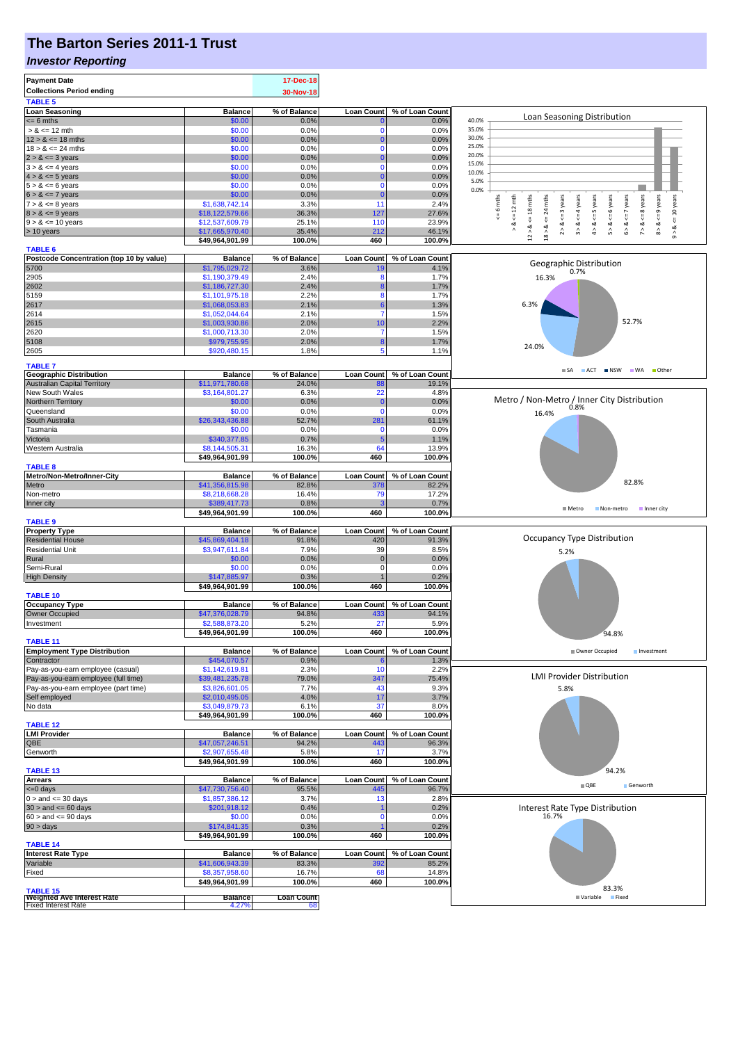# The Barton Series 2011-1 Trust

## *Investor Reporting*

| **Payment Date** | 17-Dec-18 |
|---|---|
| **Collections Period ending** | 30-Nov-18 |

**TABLE 5**

| Loan Seasoning | Balance | % of Balance | Loan Count | % of Loan Count |
|---|---|---|---|---|
| <= 6 mths | $0.00 | 0.0% | 0 | 0.0% |
| > & <= 12 mth | $0.00 | 0.0% | 0 | 0.0% |
| 12 > & <= 18 mths | $0.00 | 0.0% | 0 | 0.0% |
| 18 > & <= 24 mths | $0.00 | 0.0% | 0 | 0.0% |
| 2 > & <= 3 years | $0.00 | 0.0% | 0 | 0.0% |
| 3 > & <= 4 years | $0.00 | 0.0% | 0 | 0.0% |
| 4 > & <= 5 years | $0.00 | 0.0% | 0 | 0.0% |
| 5 > & <= 6 years | $0.00 | 0.0% | 0 | 0.0% |
| 6 > & <= 7 years | $0.00 | 0.0% | 0 | 0.0% |
| 7 > & <= 8 years | $1,638,742.14 | 3.3% | 11 | 2.4% |
| 8 > & <= 9 years | $18,122,579.66 | 36.3% | 127 | 27.6% |
| 9 > & <= 10 years | $12,537,609.79 | 25.1% | 110 | 23.9% |
| > 10 years | $17,665,970.40 | 35.4% | 212 | 46.1% |
| | $49,964,901.99 | 100.0% | 460 | 100.0% |

**TABLE 6**

| Postcode Concentration (top 10 by value) | Balance | % of Balance | Loan Count | % of Loan Count |
|---|---|---|---|---|
| 5700 | $1,795,029.72 | 3.6% | 19 | 4.1% |
| 2905 | $1,190,379.49 | 2.4% | 8 | 1.7% |
| 2602 | $1,186,727.30 | 2.4% | 8 | 1.7% |
| 5159 | $1,101,975.18 | 2.2% | 8 | 1.7% |
| 2617 | $1,068,053.83 | 2.1% | 6 | 1.3% |
| 2614 | $1,052,044.64 | 2.1% | 7 | 1.5% |
| 2615 | $1,003,930.86 | 2.0% | 10 | 2.2% |
| 2620 | $1,000,713.30 | 2.0% | 7 | 1.5% |
| 5108 | $979,755.95 | 2.0% | 8 | 1.7% |
| 2605 | $920,480.15 | 1.8% | 5 | 1.1% |

**TABLE 7**

| Geographic Distribution | Balance | % of Balance | Loan Count | % of Loan Count |
|---|---|---|---|---|
| Australian Capital Territory | $11,971,780.68 | 24.0% | 88 | 19.1% |
| New South Wales | $3,164,801.27 | 6.3% | 22 | 4.8% |
| Northern Territory | $0.00 | 0.0% | 0 | 0.0% |
| Queensland | $0.00 | 0.0% | 0 | 0.0% |
| South Australia | $26,343,436.88 | 52.7% | 281 | 61.1% |
| Tasmania | $0.00 | 0.0% | 0 | 0.0% |
| Victoria | $340,377.85 | 0.7% | 5 | 1.1% |
| Western Australia | $8,144,505.31 | 16.3% | 64 | 13.9% |
| | $49,964,901.99 | 100.0% | 460 | 100.0% |

**TABLE 8**

| Metro/Non-Metro/Inner-City | Balance | % of Balance | Loan Count | % of Loan Count |
|---|---|---|---|---|
| Metro | $41,356,815.98 | 82.8% | 378 | 82.2% |
| Non-metro | $8,218,668.28 | 16.4% | 79 | 17.2% |
| Inner city | $389,417.73 | 0.8% | 3 | 0.7% |
| | $49,964,901.99 | 100.0% | 460 | 100.0% |

**TABLE 9**

| Property Type | Balance | % of Balance | Loan Count | % of Loan Count |
|---|---|---|---|---|
| Residential House | $45,869,404.18 | 91.8% | 420 | 91.3% |
| Residential Unit | $3,947,611.84 | 7.9% | 39 | 8.5% |
| Rural | $0.00 | 0.0% | 0 | 0.0% |
| Semi-Rural | $0.00 | 0.0% | 0 | 0.0% |
| High Density | $147,885.97 | 0.3% | 1 | 0.2% |
| | $49,964,901.99 | 100.0% | 460 | 100.0% |

**TABLE 10**

| Occupancy Type | Balance | % of Balance | Loan Count | % of Loan Count |
|---|---|---|---|---|
| Owner Occupied | $47,376,028.79 | 94.8% | 433 | 94.1% |
| Investment | $2,588,873.20 | 5.2% | 27 | 5.9% |
| | $49,964,901.99 | 100.0% | 460 | 100.0% |

**TABLE 11**

| Employment Type Distribution | Balance | % of Balance | Loan Count | % of Loan Count |
|---|---|---|---|---|
| Contractor | $454,070.57 | 0.9% | 6 | 1.3% |
| Pay-as-you-earn employee (casual) | $1,142,619.81 | 2.3% | 10 | 2.2% |
| Pay-as-you-earn employee (full time) | $39,481,235.78 | 79.0% | 347 | 75.4% |
| Pay-as-you-earn employee (part time) | $3,826,601.05 | 7.7% | 43 | 9.3% |
| Self employed | $2,010,495.05 | 4.0% | 17 | 3.7% |
| No data | $3,049,879.73 | 6.1% | 37 | 8.0% |
| | $49,964,901.99 | 100.0% | 460 | 100.0% |

**TABLE 12**

| LMI Provider | Balance | % of Balance | Loan Count | % of Loan Count |
|---|---|---|---|---|
| QBE | $47,057,246.51 | 94.2% | 443 | 96.3% |
| Genworth | $2,907,655.48 | 5.8% | 17 | 3.7% |
| | $49,964,901.99 | 100.0% | 460 | 100.0% |

**TABLE 13**

| Arrears | Balance | % of Balance | Loan Count | % of Loan Count |
|---|---|---|---|---|
| <=0 days | $47,730,756.40 | 95.5% | 445 | 96.7% |
| 0 > and <= 30 days | $1,857,386.12 | 3.7% | 13 | 2.8% |
| 30 > and <= 60 days | $201,918.12 | 0.4% | 1 | 0.2% |
| 60 > and <= 90 days | $0.00 | 0.0% | 0 | 0.0% |
| 90 > days | $174,841.35 | 0.3% | 1 | 0.2% |
| | $49,964,901.99 | 100.0% | 460 | 100.0% |

**TABLE 14**

| Interest Rate Type | Balance | % of Balance | Loan Count | % of Loan Count |
|---|---|---|---|---|
| Variable | $41,606,943.39 | 83.3% | 392 | 85.2% |
| Fixed | $8,357,958.60 | 16.7% | 68 | 14.8% |
| | $49,964,901.99 | 100.0% | 460 | 100.0% |

**TABLE 15**

| Weighted Ave Interest Rate | Balance | Loan Count |
|---|---|---|
| Fixed Interest Rate | 4.27% | 68 |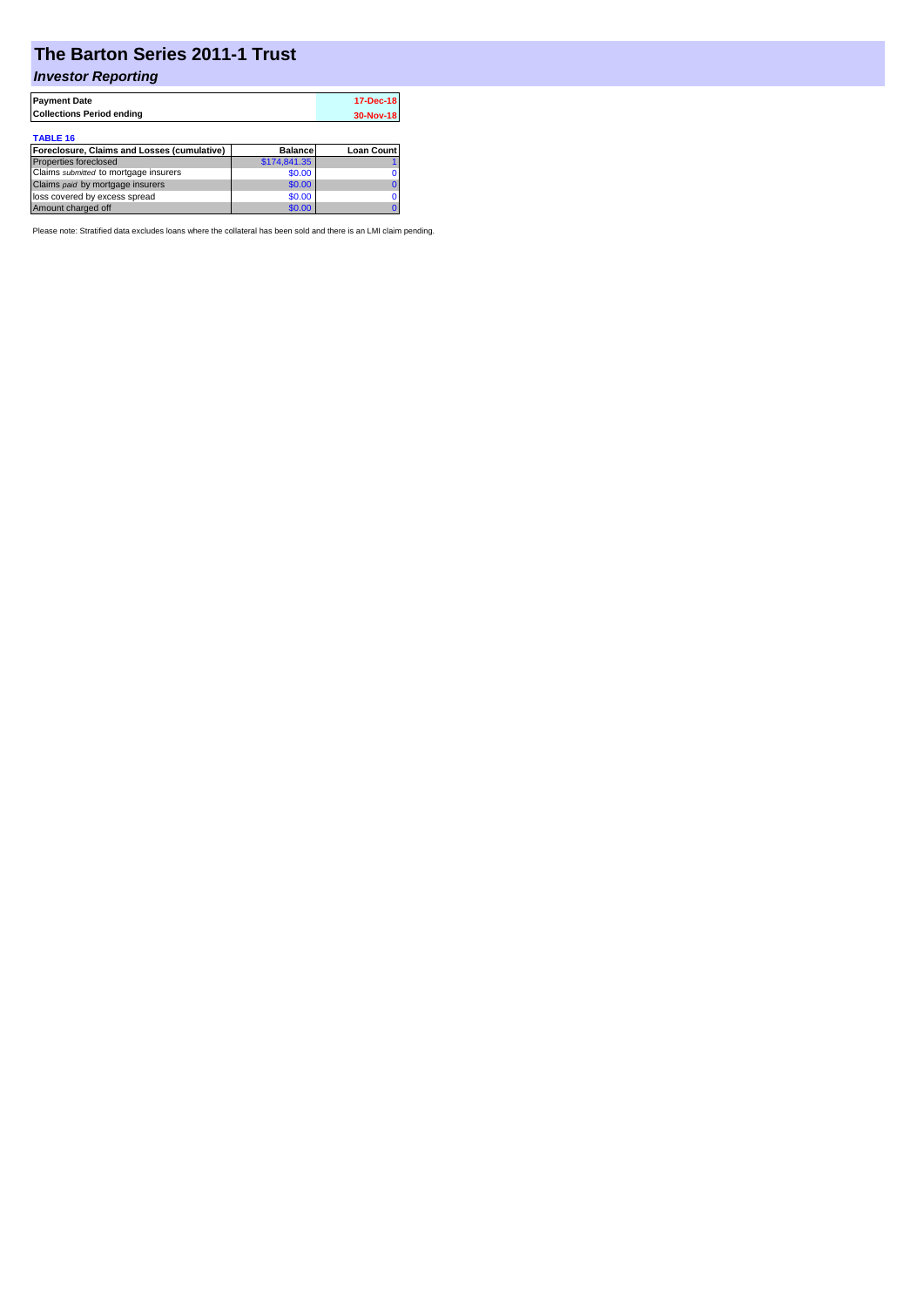# The Barton Series 2011-1 Trust

## *Investor Reporting*

| | |
|---|---|
| **Payment Date** | **17-Dec-18** |
| **Collections Period ending** | **30-Nov-18** |

**TABLE 16**

| Foreclosure, Claims and Losses (cumulative) | Balance | Loan Count |
|---|---|---|
| Properties foreclosed | $174,841.35 | 1 |
| Claims *submitted* to mortgage insurers | $0.00 | 0 |
| Claims *paid* by mortgage insurers | $0.00 | 0 |
| loss covered by excess spread | $0.00 | 0 |
| Amount charged off | $0.00 | 0 |

Please note: Stratified data excludes loans where the collateral has been sold and there is an LMI claim pending.